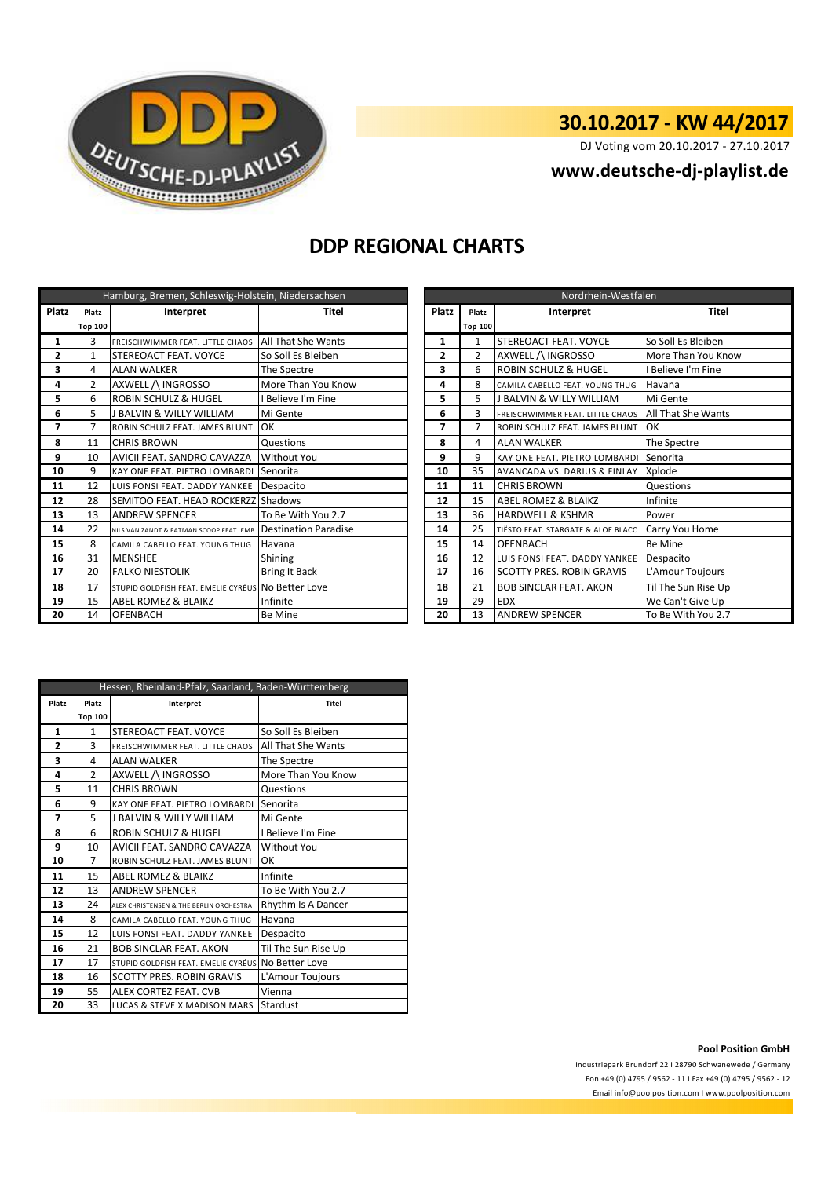DEUTSCHE-DJ-PLAYLIST

# 30.10.2017 - KW 44/2017

DJ Voting vom 20.10.2017 - 27.10.2017

**www.deutsche-dj-playlist.de**

## DDP REGIONAL CHARTS

| Hamburg, Bremen, Schleswig-Holstein, Niedersachsen | | | |
|---|---|---|---|
| Platz | Platz Top 100 | Interpret | Titel |
| 1 | 3 | FREISCHWIMMER FEAT. LITTLE CHAOS | All That She Wants |
| 2 | 1 | STEREOACT FEAT. VOYCE | So Soll Es Bleiben |
| 3 | 4 | ALAN WALKER | The Spectre |
| 4 | 2 | AXWELL /\ INGROSSO | More Than You Know |
| 5 | 6 | ROBIN SCHULZ & HUGEL | I Believe I'm Fine |
| 6 | 5 | J BALVIN & WILLY WILLIAM | Mi Gente |
| 7 | 7 | ROBIN SCHULZ FEAT. JAMES BLUNT | OK |
| 8 | 11 | CHRIS BROWN | Questions |
| 9 | 10 | AVICII FEAT. SANDRO CAVAZZA | Without You |
| 10 | 9 | KAY ONE FEAT. PIETRO LOMBARDI | Senorita |
| 11 | 12 | LUIS FONSI FEAT. DADDY YANKEE | Despacito |
| 12 | 28 | SEMITOO FEAT. HEAD ROCKERZZ | Shadows |
| 13 | 13 | ANDREW SPENCER | To Be With You 2.7 |
| 14 | 22 | NILS VAN ZANDT & FATMAN SCOOP FEAT. EMB | Destination Paradise |
| 15 | 8 | CAMILA CABELLO FEAT. YOUNG THUG | Havana |
| 16 | 31 | MENSHEE | Shining |
| 17 | 20 | FALKO NIESTOLIK | Bring It Back |
| 18 | 17 | STUPID GOLDFISH FEAT. EMELIE CYRÉUS | No Better Love |
| 19 | 15 | ABEL ROMEZ & BLAIKZ | Infinite |
| 20 | 14 | OFENBACH | Be Mine |

| Nordrhein-Westfalen | | | |
|---|---|---|---|
| Platz | Platz Top 100 | Interpret | Titel |
| 1 | 1 | STEREOACT FEAT. VOYCE | So Soll Es Bleiben |
| 2 | 2 | AXWELL /\ INGROSSO | More Than You Know |
| 3 | 6 | ROBIN SCHULZ & HUGEL | I Believe I'm Fine |
| 4 | 8 | CAMILA CABELLO FEAT. YOUNG THUG | Havana |
| 5 | 5 | J BALVIN & WILLY WILLIAM | Mi Gente |
| 6 | 3 | FREISCHWIMMER FEAT. LITTLE CHAOS | All That She Wants |
| 7 | 7 | ROBIN SCHULZ FEAT. JAMES BLUNT | OK |
| 8 | 4 | ALAN WALKER | The Spectre |
| 9 | 9 | KAY ONE FEAT. PIETRO LOMBARDI | Senorita |
| 10 | 35 | AVANCADA VS. DARIUS & FINLAY | Xplode |
| 11 | 11 | CHRIS BROWN | Questions |
| 12 | 15 | ABEL ROMEZ & BLAIKZ | Infinite |
| 13 | 36 | HARDWELL & KSHMR | Power |
| 14 | 25 | TIËSTO FEAT. STARGATE & ALOE BLACC | Carry You Home |
| 15 | 14 | OFENBACH | Be Mine |
| 16 | 12 | LUIS FONSI FEAT. DADDY YANKEE | Despacito |
| 17 | 16 | SCOTTY PRES. ROBIN GRAVIS | L'Amour Toujours |
| 18 | 21 | BOB SINCLAR FEAT. AKON | Til The Sun Rise Up |
| 19 | 29 | EDX | We Can't Give Up |
| 20 | 13 | ANDREW SPENCER | To Be With You 2.7 |

| Hessen, Rheinland-Pfalz, Saarland, Baden-Württemberg | | | |
|---|---|---|---|
| Platz | Platz Top 100 | Interpret | Titel |
| 1 | 1 | STEREOACT FEAT. VOYCE | So Soll Es Bleiben |
| 2 | 3 | FREISCHWIMMER FEAT. LITTLE CHAOS | All That She Wants |
| 3 | 4 | ALAN WALKER | The Spectre |
| 4 | 2 | AXWELL /\ INGROSSO | More Than You Know |
| 5 | 11 | CHRIS BROWN | Questions |
| 6 | 9 | KAY ONE FEAT. PIETRO LOMBARDI | Senorita |
| 7 | 5 | J BALVIN & WILLY WILLIAM | Mi Gente |
| 8 | 6 | ROBIN SCHULZ & HUGEL | I Believe I'm Fine |
| 9 | 10 | AVICII FEAT. SANDRO CAVAZZA | Without You |
| 10 | 7 | ROBIN SCHULZ FEAT. JAMES BLUNT | OK |
| 11 | 15 | ABEL ROMEZ & BLAIKZ | Infinite |
| 12 | 13 | ANDREW SPENCER | To Be With You 2.7 |
| 13 | 24 | ALEX CHRISTENSEN & THE BERLIN ORCHESTRA | Rhythm Is A Dancer |
| 14 | 8 | CAMILA CABELLO FEAT. YOUNG THUG | Havana |
| 15 | 12 | LUIS FONSI FEAT. DADDY YANKEE | Despacito |
| 16 | 21 | BOB SINCLAR FEAT. AKON | Til The Sun Rise Up |
| 17 | 17 | STUPID GOLDFISH FEAT. EMELIE CYRÉUS | No Better Love |
| 18 | 16 | SCOTTY PRES. ROBIN GRAVIS | L'Amour Toujours |
| 19 | 55 | ALEX CORTEZ FEAT. CVB | Vienna |
| 20 | 33 | LUCAS & STEVE X MADISON MARS | Stardust |

**Pool Position GmbH**

Industriepark Brundorf 22 I 28790 Schwanewede / Germany

Fon +49 (0) 4795 / 9562 - 11 I Fax +49 (0) 4795 / 9562 - 12

Email info@poolposition.com I www.poolposition.com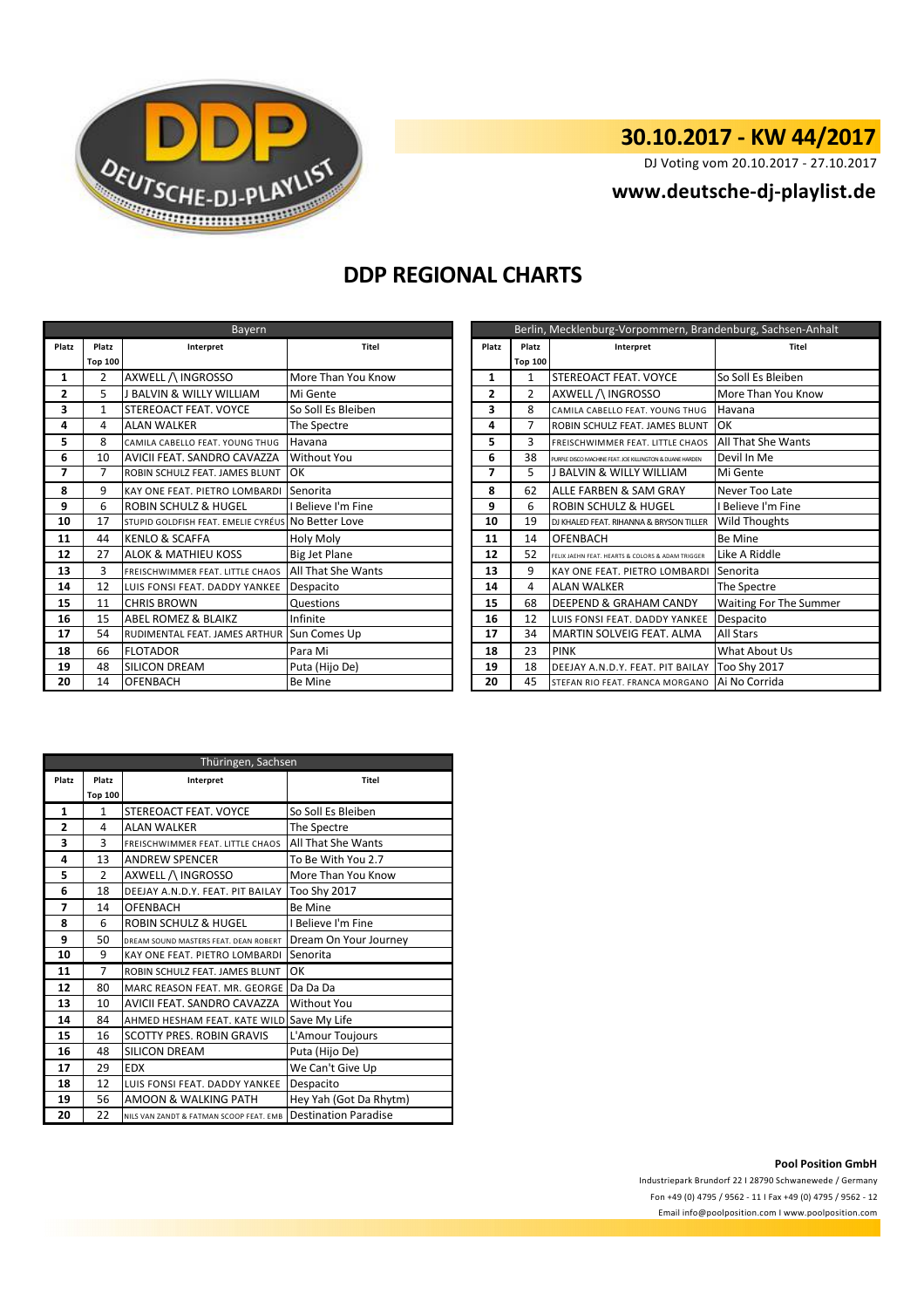## 30.10.2017 - KW 44/2017

DJ Voting vom 20.10.2017 - 27.10.2017

**www.deutsche-dj-playlist.de**

# DDP REGIONAL CHARTS

| Bayern | | | |
|---|---|---|---|
| **Platz** | **Platz Top 100** | **Interpret** | **Titel** |
| 1 | 2 | AXWELL /\ INGROSSO | More Than You Know |
| 2 | 5 | J BALVIN & WILLY WILLIAM | Mi Gente |
| 3 | 1 | STEREOACT FEAT. VOYCE | So Soll Es Bleiben |
| 4 | 4 | ALAN WALKER | The Spectre |
| 5 | 8 | CAMILA CABELLO FEAT. YOUNG THUG | Havana |
| 6 | 10 | AVICII FEAT. SANDRO CAVAZZA | Without You |
| 7 | 7 | ROBIN SCHULZ FEAT. JAMES BLUNT | OK |
| 8 | 9 | KAY ONE FEAT. PIETRO LOMBARDI | Senorita |
| 9 | 6 | ROBIN SCHULZ & HUGEL | I Believe I'm Fine |
| 10 | 17 | STUPID GOLDFISH FEAT. EMELIE CYRÉUS | No Better Love |
| 11 | 44 | KENLO & SCAFFA | Holy Moly |
| 12 | 27 | ALOK & MATHIEU KOSS | Big Jet Plane |
| 13 | 3 | FREISCHWIMMER FEAT. LITTLE CHAOS | All That She Wants |
| 14 | 12 | LUIS FONSI FEAT. DADDY YANKEE | Despacito |
| 15 | 11 | CHRIS BROWN | Questions |
| 16 | 15 | ABEL ROMEZ & BLAIKZ | Infinite |
| 17 | 54 | RUDIMENTAL FEAT. JAMES ARTHUR | Sun Comes Up |
| 18 | 66 | FLOTADOR | Para Mi |
| 19 | 48 | SILICON DREAM | Puta (Hijo De) |
| 20 | 14 | OFENBACH | Be Mine |

| Berlin, Mecklenburg-Vorpommern, Brandenburg, Sachsen-Anhalt | | | |
|---|---|---|---|
| **Platz** | **Platz Top 100** | **Interpret** | **Titel** |
| 1 | 1 | STEREOACT FEAT. VOYCE | So Soll Es Bleiben |
| 2 | 2 | AXWELL /\ INGROSSO | More Than You Know |
| 3 | 8 | CAMILA CABELLO FEAT. YOUNG THUG | Havana |
| 4 | 7 | ROBIN SCHULZ FEAT. JAMES BLUNT | OK |
| 5 | 3 | FREISCHWIMMER FEAT. LITTLE CHAOS | All That She Wants |
| 6 | 38 | PURPLE DISCO MACHINE FEAT. JOE KILLINGTON & DUANE HARDEN | Devil In Me |
| 7 | 5 | J BALVIN & WILLY WILLIAM | Mi Gente |
| 8 | 62 | ALLE FARBEN & SAM GRAY | Never Too Late |
| 9 | 6 | ROBIN SCHULZ & HUGEL | I Believe I'm Fine |
| 10 | 19 | DJ KHALED FEAT. RIHANNA & BRYSON TILLER | Wild Thoughts |
| 11 | 14 | OFENBACH | Be Mine |
| 12 | 52 | FELIX JAEHN FEAT. HEARTS & COLORS & ADAM TRIGGER | Like A Riddle |
| 13 | 9 | KAY ONE FEAT. PIETRO LOMBARDI | Senorita |
| 14 | 4 | ALAN WALKER | The Spectre |
| 15 | 68 | DEEPEND & GRAHAM CANDY | Waiting For The Summer |
| 16 | 12 | LUIS FONSI FEAT. DADDY YANKEE | Despacito |
| 17 | 34 | MARTIN SOLVEIG FEAT. ALMA | All Stars |
| 18 | 23 | PINK | What About Us |
| 19 | 18 | DEEJAY A.N.D.Y. FEAT. PIT BAILAY | Too Shy 2017 |
| 20 | 45 | STEFAN RIO FEAT. FRANCA MORGANO | Ai No Corrida |

| Thüringen, Sachsen | | | |
|---|---|---|---|
| **Platz** | **Platz Top 100** | **Interpret** | **Titel** |
| 1 | 1 | STEREOACT FEAT. VOYCE | So Soll Es Bleiben |
| 2 | 4 | ALAN WALKER | The Spectre |
| 3 | 3 | FREISCHWIMMER FEAT. LITTLE CHAOS | All That She Wants |
| 4 | 13 | ANDREW SPENCER | To Be With You 2.7 |
| 5 | 2 | AXWELL /\ INGROSSO | More Than You Know |
| 6 | 18 | DEEJAY A.N.D.Y. FEAT. PIT BAILAY | Too Shy 2017 |
| 7 | 14 | OFENBACH | Be Mine |
| 8 | 6 | ROBIN SCHULZ & HUGEL | I Believe I'm Fine |
| 9 | 50 | DREAM SOUND MASTERS FEAT. DEAN ROBERT | Dream On Your Journey |
| 10 | 9 | KAY ONE FEAT. PIETRO LOMBARDI | Senorita |
| 11 | 7 | ROBIN SCHULZ FEAT. JAMES BLUNT | OK |
| 12 | 80 | MARC REASON FEAT. MR. GEORGE | Da Da Da |
| 13 | 10 | AVICII FEAT. SANDRO CAVAZZA | Without You |
| 14 | 84 | AHMED HESHAM FEAT. KATE WILD | Save My Life |
| 15 | 16 | SCOTTY PRES. ROBIN GRAVIS | L'Amour Toujours |
| 16 | 48 | SILICON DREAM | Puta (Hijo De) |
| 17 | 29 | EDX | We Can't Give Up |
| 18 | 12 | LUIS FONSI FEAT. DADDY YANKEE | Despacito |
| 19 | 56 | AMOON & WALKING PATH | Hey Yah (Got Da Rhytm) |
| 20 | 22 | NILS VAN ZANDT & FATMAN SCOOP FEAT. EMB | Destination Paradise |

**Pool Position GmbH**

Industriepark Brundorf 22 I 28790 Schwanewede / Germany

Fon +49 (0) 4795 / 9562 - 11 I Fax +49 (0) 4795 / 9562 - 12

Email info@poolposition.com I www.poolposition.com